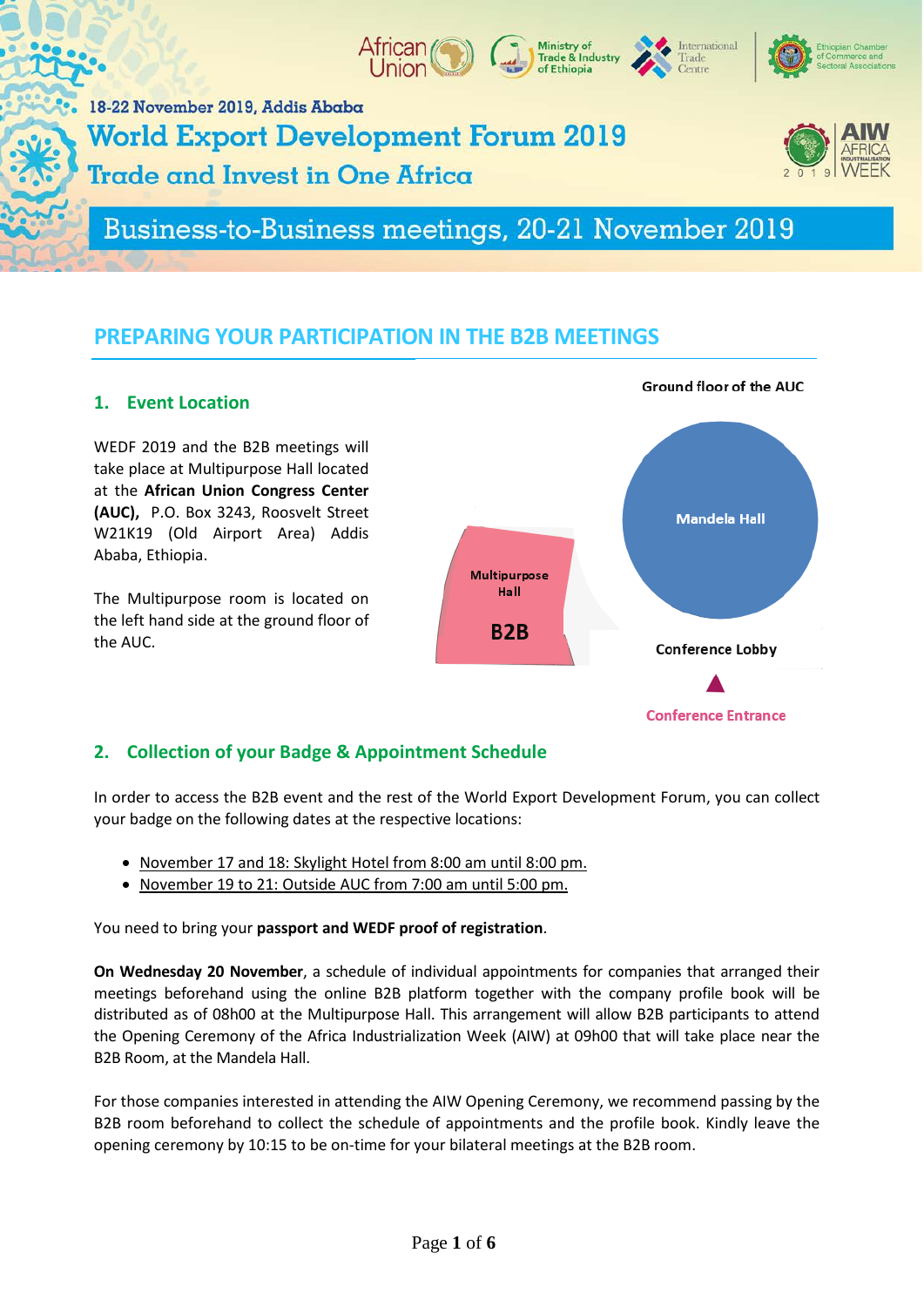18-22 November 2019, Addis Ababa

# World Export Development Forum 2019

## Trade and Invest in One Africa

## Business-to-Business meetings, 20-21 November 2019

## PREPARING YOUR PARTICIPATION IN THE B2B MEETINGS

### 1. Event Location

WEDF 2019 and the B2B meetings will take place at Multipurpose Hall located at the **African Union Congress Center (AUC),** P.O. Box 3243, Roosvelt Street W21K19 (Old Airport Area) Addis Ababa, Ethiopia.

The Multipurpose room is located on the left hand side at the ground floor of the AUC.

Ground floor of the AUC

Multipurpose Hall

B2B

Mandela Hall

Conference Lobby

Conference Entrance

### 2. Collection of your Badge & Appointment Schedule

In order to access the B2B event and the rest of the World Export Development Forum, you can collect your badge on the following dates at the respective locations:

- November 17 and 18: Skylight Hotel from 8:00 am until 8:00 pm.
- November 19 to 21: Outside AUC from 7:00 am until 5:00 pm.

You need to bring your **passport and WEDF proof of registration**.

**On Wednesday 20 November**, a schedule of individual appointments for companies that arranged their meetings beforehand using the online B2B platform together with the company profile book will be distributed as of 08h00 at the Multipurpose Hall. This arrangement will allow B2B participants to attend the Opening Ceremony of the Africa Industrialization Week (AIW) at 09h00 that will take place near the B2B Room, at the Mandela Hall.

For those companies interested in attending the AIW Opening Ceremony, we recommend passing by the B2B room beforehand to collect the schedule of appointments and the profile book. Kindly leave the opening ceremony by 10:15 to be on-time for your bilateral meetings at the B2B room.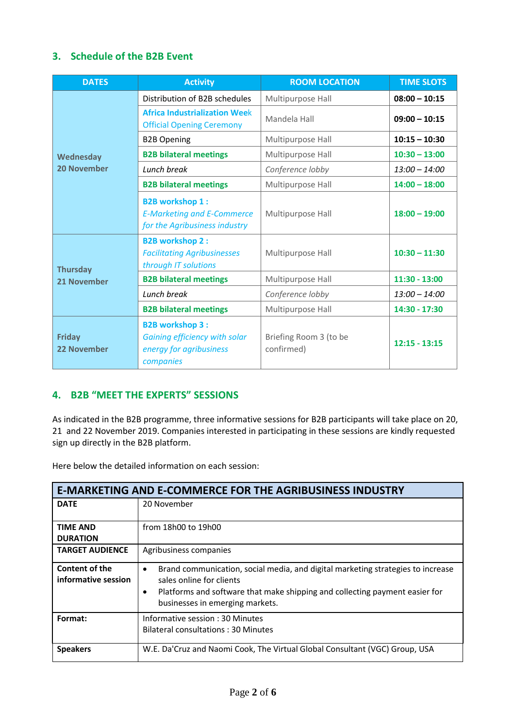## 3. Schedule of the B2B Event

| DATES | Activity | ROOM LOCATION | TIME SLOTS |
|---|---|---|---|
| Wednesday 20 November | Distribution of B2B schedules | Multipurpose Hall | **08:00 – 10:15** |
| | Africa Industrialization Week Official Opening Ceremony | Mandela Hall | **09:00 – 10:15** |
| | B2B Opening | Multipurpose Hall | **10:15 – 10:30** |
| | **B2B bilateral meetings** | Multipurpose Hall | **10:30 – 13:00** |
| | *Lunch break* | *Conference lobby* | *13:00 – 14:00* |
| | **B2B bilateral meetings** | Multipurpose Hall | **14:00 – 18:00** |
| | **B2B workshop 1 :** *E-Marketing and E-Commerce for the Agribusiness industry* | Multipurpose Hall | **18:00 – 19:00** |
| Thursday 21 November | **B2B workshop 2 :** *Facilitating Agribusinesses through IT solutions* | Multipurpose Hall | **10:30 – 11:30** |
| | **B2B bilateral meetings** | Multipurpose Hall | **11:30 - 13:00** |
| | *Lunch break* | *Conference lobby* | *13:00 – 14:00* |
| | **B2B bilateral meetings** | Multipurpose Hall | **14:30 - 17:30** |
| Friday 22 November | **B2B workshop 3 :** *Gaining efficiency with solar energy for agribusiness companies* | Briefing Room 3 (to be confirmed) | **12:15 - 13:15** |

## 4. B2B "MEET THE EXPERTS" SESSIONS

As indicated in the B2B programme, three informative sessions for B2B participants will take place on 20, 21 and 22 November 2019. Companies interested in participating in these sessions are kindly requested sign up directly in the B2B platform.

Here below the detailed information on each session:

| E-MARKETING AND E-COMMERCE FOR THE AGRIBUSINESS INDUSTRY | |
|---|---|
| **DATE** | 20 November |
| **TIME AND DURATION** | from 18h00 to 19h00 |
| **TARGET AUDIENCE** | Agribusiness companies |
| **Content of the informative session** | • Brand communication, social media, and digital marketing strategies to increase sales online for clients<br>• Platforms and software that make shipping and collecting payment easier for businesses in emerging markets. |
| **Format:** | Informative session : 30 Minutes<br>Bilateral consultations : 30 Minutes |
| **Speakers** | W.E. Da'Cruz and Naomi Cook, The Virtual Global Consultant (VGC) Group, USA |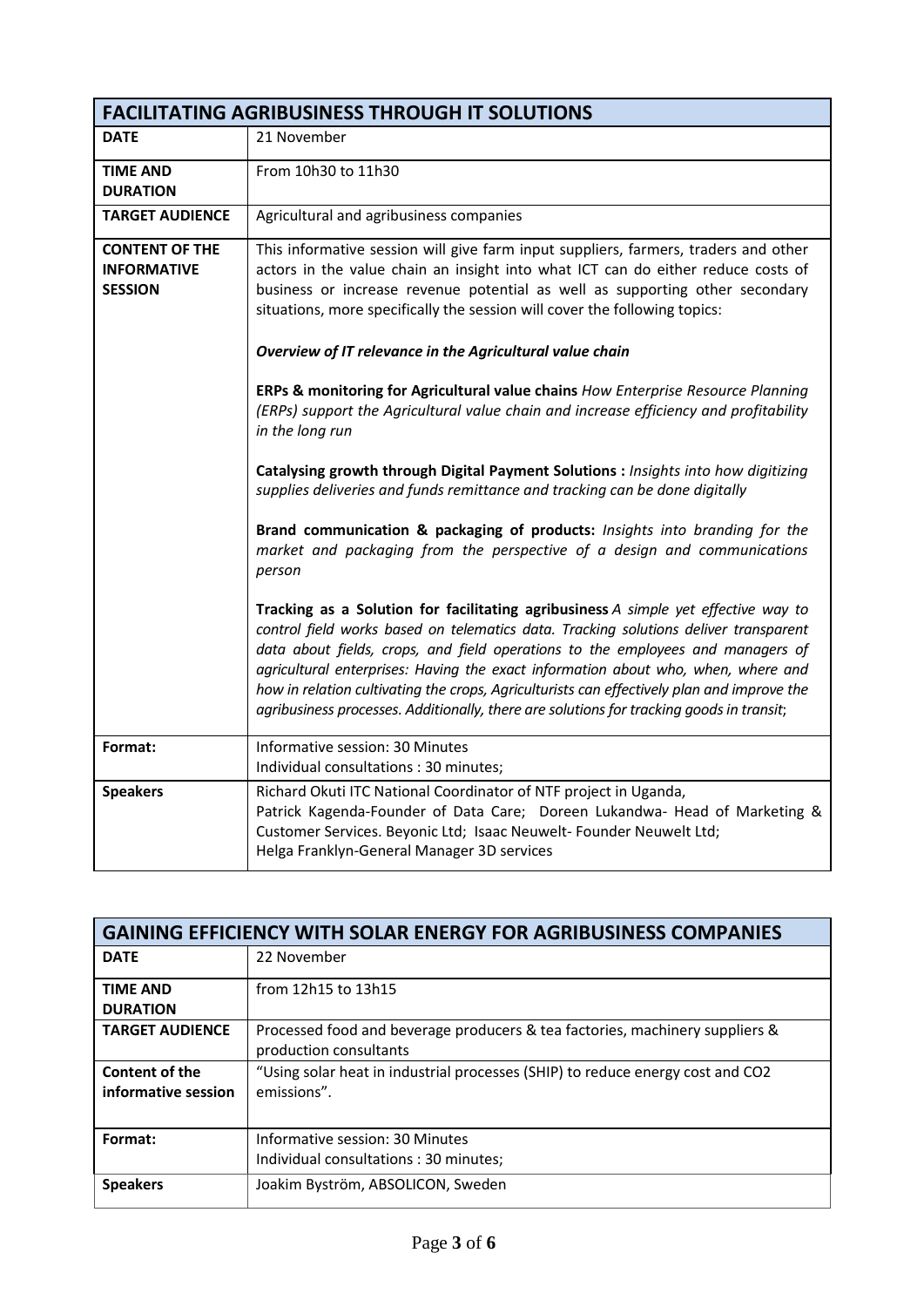| FACILITATING AGRIBUSINESS THROUGH IT SOLUTIONS | |
|---|---|
| **DATE** | 21 November |
| **TIME AND DURATION** | From 10h30 to 11h30 |
| **TARGET AUDIENCE** | Agricultural and agribusiness companies |
| **CONTENT OF THE INFORMATIVE SESSION** | This informative session will give farm input suppliers, farmers, traders and other actors in the value chain an insight into what ICT can do either reduce costs of business or increase revenue potential as well as supporting other secondary situations, more specifically the session will cover the following topics:<br><br>***Overview of IT relevance in the Agricultural value chain***<br><br>**ERPs & monitoring for Agricultural value chains** *How Enterprise Resource Planning (ERPs) support the Agricultural value chain and increase efficiency and profitability in the long run*<br><br>**Catalysing growth through Digital Payment Solutions :** *Insights into how digitizing supplies deliveries and funds remittance and tracking can be done digitally*<br><br>**Brand communication & packaging of products:** *Insights into branding for the market and packaging from the perspective of a design and communications person*<br><br>**Tracking as a Solution for facilitating agribusiness** *A simple yet effective way to control field works based on telematics data. Tracking solutions deliver transparent data about fields, crops, and field operations to the employees and managers of agricultural enterprises: Having the exact information about who, when, where and how in relation cultivating the crops, Agriculturists can effectively plan and improve the agribusiness processes. Additionally, there are solutions for tracking goods in transit*; |
| **Format:** | Informative session: 30 Minutes<br>Individual consultations : 30 minutes; |
| **Speakers** | Richard Okuti ITC National Coordinator of NTF project in Uganda,<br>Patrick Kagenda-Founder of Data Care; Doreen Lukandwa- Head of Marketing & Customer Services. Beyonic Ltd; Isaac Neuwelt- Founder Neuwelt Ltd;<br>Helga Franklyn-General Manager 3D services |

| GAINING EFFICIENCY WITH SOLAR ENERGY FOR AGRIBUSINESS COMPANIES | |
|---|---|
| **DATE** | 22 November |
| **TIME AND DURATION** | from 12h15 to 13h15 |
| **TARGET AUDIENCE** | Processed food and beverage producers & tea factories, machinery suppliers & production consultants |
| **Content of the informative session** | "Using solar heat in industrial processes (SHIP) to reduce energy cost and CO2 emissions". |
| **Format:** | Informative session: 30 Minutes<br>Individual consultations : 30 minutes; |
| **Speakers** | Joakim Byström, ABSOLICON, Sweden |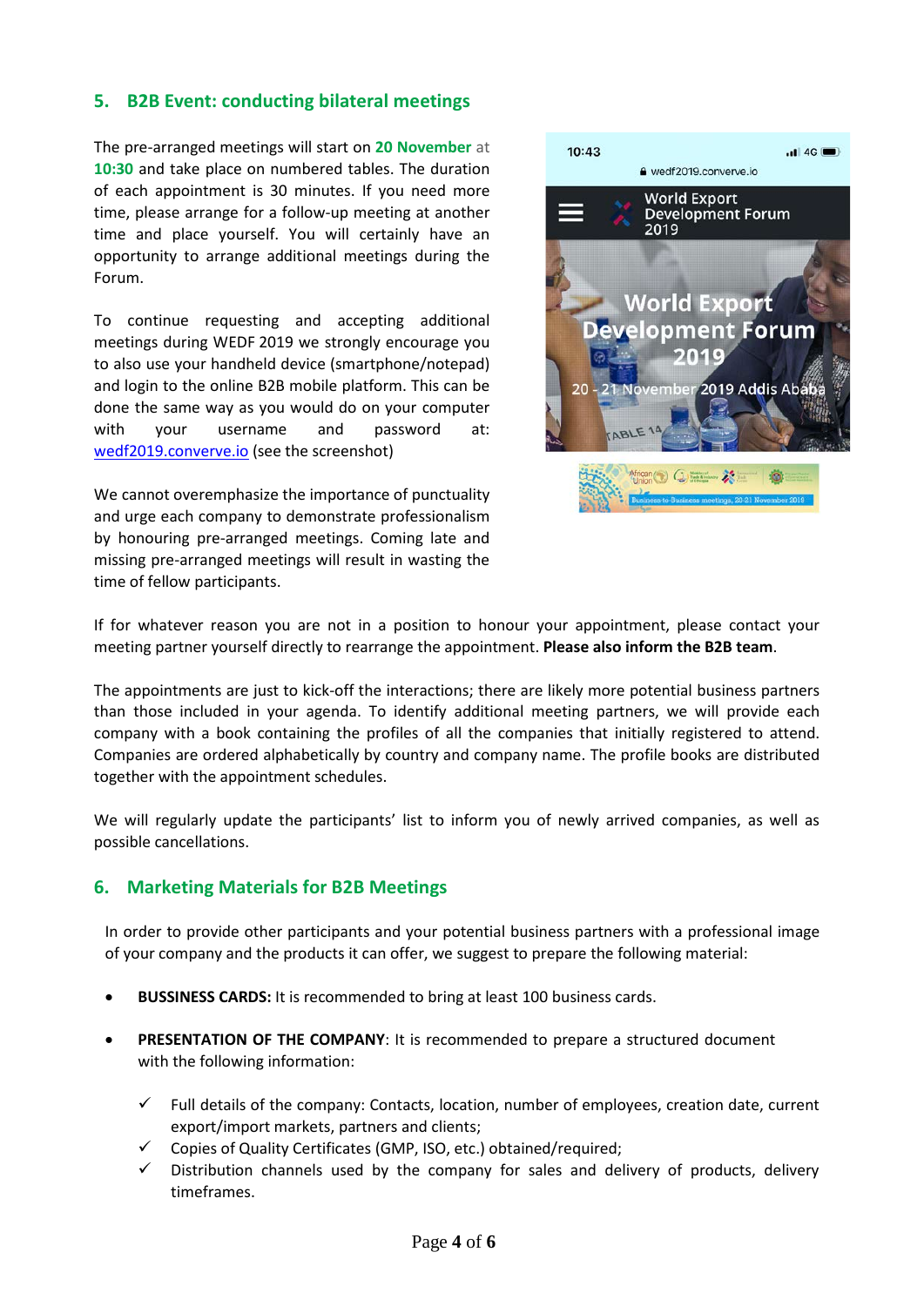## 5. B2B Event: conducting bilateral meetings

The pre-arranged meetings will start on **20 November** at **10:30** and take place on numbered tables. The duration of each appointment is 30 minutes. If you need more time, please arrange for a follow-up meeting at another time and place yourself. You will certainly have an opportunity to arrange additional meetings during the Forum.

To continue requesting and accepting additional meetings during WEDF 2019 we strongly encourage you to also use your handheld device (smartphone/notepad) and login to the online B2B mobile platform. This can be done the same way as you would do on your computer with your username and password at: wedf2019.converve.io (see the screenshot)

We cannot overemphasize the importance of punctuality and urge each company to demonstrate professionalism by honouring pre-arranged meetings. Coming late and missing pre-arranged meetings will result in wasting the time of fellow participants.

If for whatever reason you are not in a position to honour your appointment, please contact your meeting partner yourself directly to rearrange the appointment. **Please also inform the B2B team**.

The appointments are just to kick-off the interactions; there are likely more potential business partners than those included in your agenda. To identify additional meeting partners, we will provide each company with a book containing the profiles of all the companies that initially registered to attend. Companies are ordered alphabetically by country and company name. The profile books are distributed together with the appointment schedules.

We will regularly update the participants' list to inform you of newly arrived companies, as well as possible cancellations.

## 6. Marketing Materials for B2B Meetings

In order to provide other participants and your potential business partners with a professional image of your company and the products it can offer, we suggest to prepare the following material:

- **BUSSINESS CARDS:** It is recommended to bring at least 100 business cards.
- **PRESENTATION OF THE COMPANY**: It is recommended to prepare a structured document with the following information:
  - ✓ Full details of the company: Contacts, location, number of employees, creation date, current export/import markets, partners and clients;
  - ✓ Copies of Quality Certificates (GMP, ISO, etc.) obtained/required;
  - ✓ Distribution channels used by the company for sales and delivery of products, delivery timeframes.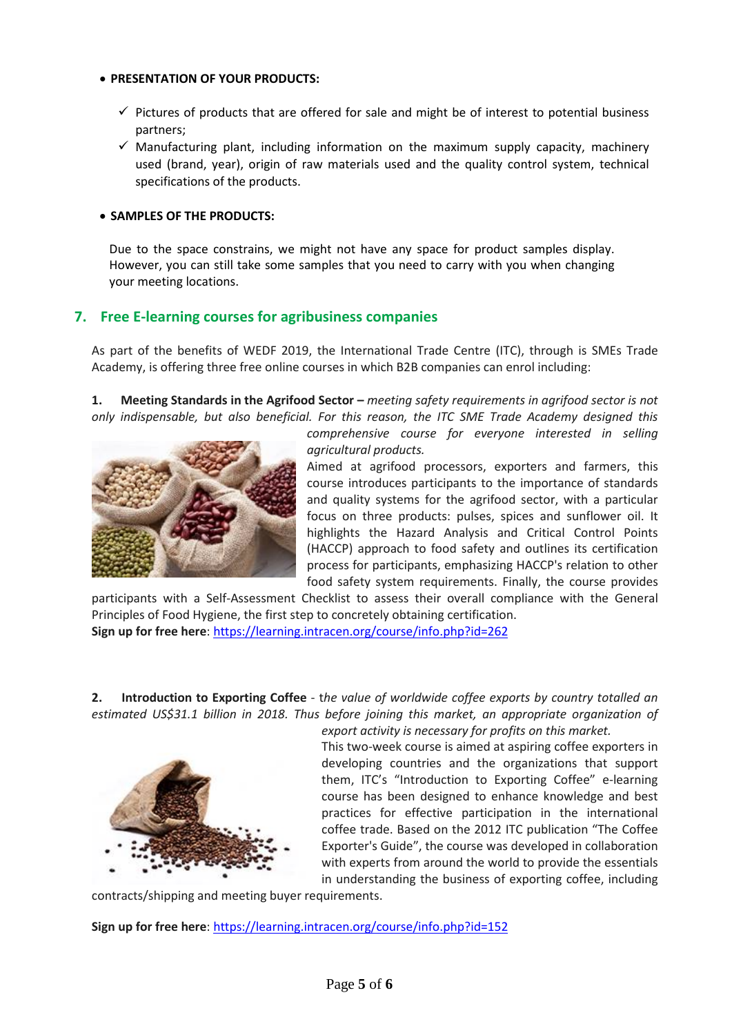- **PRESENTATION OF YOUR PRODUCTS:**

  - ✓ Pictures of products that are offered for sale and might be of interest to potential business partners;
  - ✓ Manufacturing plant, including information on the maximum supply capacity, machinery used (brand, year), origin of raw materials used and the quality control system, technical specifications of the products.

- **SAMPLES OF THE PRODUCTS:**

  Due to the space constrains, we might not have any space for product samples display. However, you can still take some samples that you need to carry with you when changing your meeting locations.

## 7. Free E-learning courses for agribusiness companies

As part of the benefits of WEDF 2019, the International Trade Centre (ITC), through is SMEs Trade Academy, is offering three free online courses in which B2B companies can enrol including:

**1. Meeting Standards in the Agrifood Sector –** *meeting safety requirements in agrifood sector is not only indispensable, but also beneficial. For this reason, the ITC SME Trade Academy designed this comprehensive course for everyone interested in selling agricultural products.*

Aimed at agrifood processors, exporters and farmers, this course introduces participants to the importance of standards and quality systems for the agrifood sector, with a particular focus on three products: pulses, spices and sunflower oil. It highlights the Hazard Analysis and Critical Control Points (HACCP) approach to food safety and outlines its certification process for participants, emphasizing HACCP's relation to other food safety system requirements. Finally, the course provides participants with a Self-Assessment Checklist to assess their overall compliance with the General Principles of Food Hygiene, the first step to concretely obtaining certification.

**Sign up for free here**: https://learning.intracen.org/course/info.php?id=262

**2. Introduction to Exporting Coffee** - t*he value of worldwide coffee exports by country totalled an estimated US$31.1 billion in 2018. Thus before joining this market, an appropriate organization of export activity is necessary for profits on this market.*

This two-week course is aimed at aspiring coffee exporters in developing countries and the organizations that support them, ITC's "Introduction to Exporting Coffee" e-learning course has been designed to enhance knowledge and best practices for effective participation in the international coffee trade. Based on the 2012 ITC publication "The Coffee Exporter's Guide", the course was developed in collaboration with experts from around the world to provide the essentials in understanding the business of exporting coffee, including contracts/shipping and meeting buyer requirements.

**Sign up for free here**: https://learning.intracen.org/course/info.php?id=152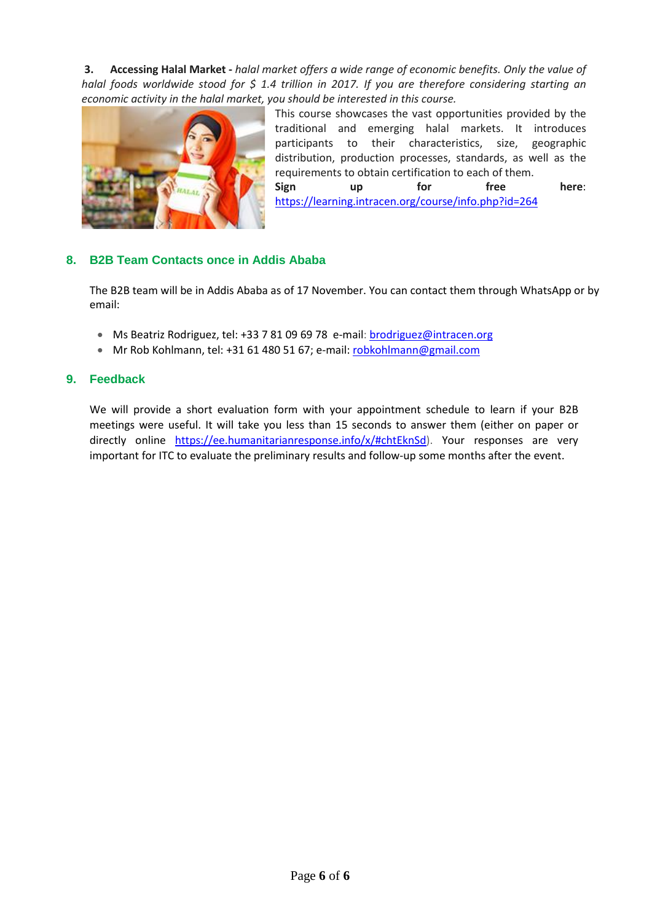**3. Accessing Halal Market -** *halal market offers a wide range of economic benefits. Only the value of halal foods worldwide stood for $ 1.4 trillion in 2017. If you are therefore considering starting an economic activity in the halal market, you should be interested in this course.*

This course showcases the vast opportunities provided by the traditional and emerging halal markets. It introduces participants to their characteristics, size, geographic distribution, production processes, standards, as well as the requirements to obtain certification to each of them.

**Sign up for free here**: https://learning.intracen.org/course/info.php?id=264

## 8. B2B Team Contacts once in Addis Ababa

The B2B team will be in Addis Ababa as of 17 November. You can contact them through WhatsApp or by email:

- Ms Beatriz Rodriguez, tel: +33 7 81 09 69 78 e-mail: brodriguez@intracen.org
- Mr Rob Kohlmann, tel: +31 61 480 51 67; e-mail: robkohlmann@gmail.com

## 9. Feedback

We will provide a short evaluation form with your appointment schedule to learn if your B2B meetings were useful. It will take you less than 15 seconds to answer them (either on paper or directly online https://ee.humanitarianresponse.info/x/#chtEknSd). Your responses are very important for ITC to evaluate the preliminary results and follow-up some months after the event.